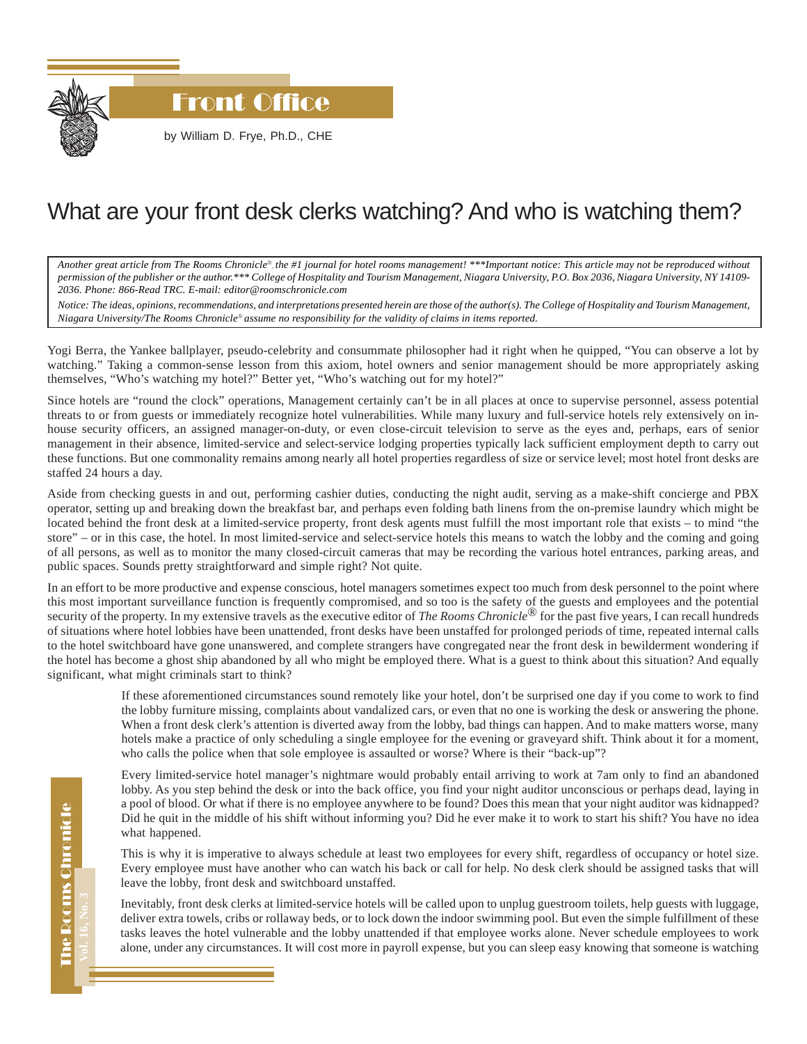# Front Office

by William D. Frye, Ph.D., CHE

## What are your front desk clerks watching? And who is watching them?

*Another great article from The Rooms Chronicle®, the #1 journal for hotel rooms management! ***Important notice: This article may not be reproduced without permission of the publisher or the author.*** College of Hospitality and Tourism Management, Niagara University, P.O. Box 2036, Niagara University, NY 14109-2036. Phone: 866-Read TRC. E-mail: editor@roomschronicle.com*

*Notice: The ideas, opinions, recommendations, and interpretations presented herein are those of the author(s). The College of Hospitality and Tourism Management, Niagara University/The Rooms Chronicle® assume no responsibility for the validity of claims in items reported.*

Yogi Berra, the Yankee ballplayer, pseudo-celebrity and consummate philosopher had it right when he quipped, "You can observe a lot by watching." Taking a common-sense lesson from this axiom, hotel owners and senior management should be more appropriately asking themselves, "Who's watching my hotel?" Better yet, "Who's watching out for my hotel?"

Since hotels are "round the clock" operations, Management certainly can't be in all places at once to supervise personnel, assess potential threats to or from guests or immediately recognize hotel vulnerabilities. While many luxury and full-service hotels rely extensively on in-house security officers, an assigned manager-on-duty, or even close-circuit television to serve as the eyes and, perhaps, ears of senior management in their absence, limited-service and select-service lodging properties typically lack sufficient employment depth to carry out these functions. But one commonality remains among nearly all hotel properties regardless of size or service level; most hotel front desks are staffed 24 hours a day.

Aside from checking guests in and out, performing cashier duties, conducting the night audit, serving as a make-shift concierge and PBX operator, setting up and breaking down the breakfast bar, and perhaps even folding bath linens from the on-premise laundry which might be located behind the front desk at a limited-service property, front desk agents must fulfill the most important role that exists – to mind "the store" – or in this case, the hotel. In most limited-service and select-service hotels this means to watch the lobby and the coming and going of all persons, as well as to monitor the many closed-circuit cameras that may be recording the various hotel entrances, parking areas, and public spaces. Sounds pretty straightforward and simple right? Not quite.

In an effort to be more productive and expense conscious, hotel managers sometimes expect too much from desk personnel to the point where this most important surveillance function is frequently compromised, and so too is the safety of the guests and employees and the potential security of the property. In my extensive travels as the executive editor of *The Rooms Chronicle®* for the past five years, I can recall hundreds of situations where hotel lobbies have been unattended, front desks have been unstaffed for prolonged periods of time, repeated internal calls to the hotel switchboard have gone unanswered, and complete strangers have congregated near the front desk in bewilderment wondering if the hotel has become a ghost ship abandoned by all who might be employed there. What is a guest to think about this situation? And equally significant, what might criminals start to think?

If these aforementioned circumstances sound remotely like your hotel, don't be surprised one day if you come to work to find the lobby furniture missing, complaints about vandalized cars, or even that no one is working the desk or answering the phone. When a front desk clerk's attention is diverted away from the lobby, bad things can happen. And to make matters worse, many hotels make a practice of only scheduling a single employee for the evening or graveyard shift. Think about it for a moment, who calls the police when that sole employee is assaulted or worse? Where is their "back-up"?

Every limited-service hotel manager's nightmare would probably entail arriving to work at 7am only to find an abandoned lobby. As you step behind the desk or into the back office, you find your night auditor unconscious or perhaps dead, laying in a pool of blood. Or what if there is no employee anywhere to be found? Does this mean that your night auditor was kidnapped? Did he quit in the middle of his shift without informing you? Did he ever make it to work to start his shift? You have no idea what happened.

This is why it is imperative to always schedule at least two employees for every shift, regardless of occupancy or hotel size. Every employee must have another who can watch his back or call for help. No desk clerk should be assigned tasks that will leave the lobby, front desk and switchboard unstaffed.

Inevitably, front desk clerks at limited-service hotels will be called upon to unplug guestroom toilets, help guests with luggage, deliver extra towels, cribs or rollaway beds, or to lock down the indoor swimming pool. But even the simple fulfillment of these tasks leaves the hotel vulnerable and the lobby unattended if that employee works alone. Never schedule employees to work alone, under any circumstances. It will cost more in payroll expense, but you can sleep easy knowing that someone is watching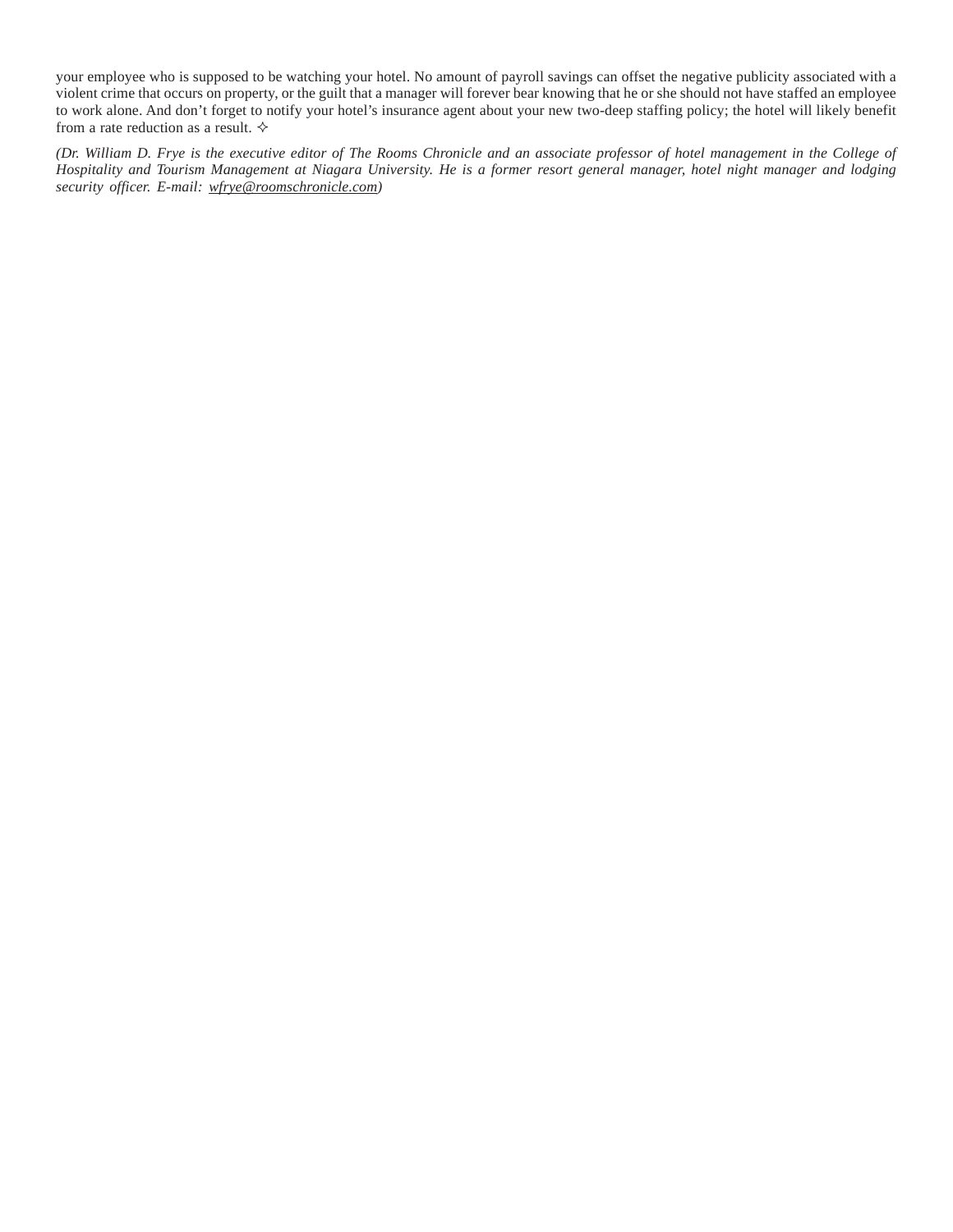your employee who is supposed to be watching your hotel. No amount of payroll savings can offset the negative publicity associated with a violent crime that occurs on property, or the guilt that a manager will forever bear knowing that he or she should not have staffed an employee to work alone. And don't forget to notify your hotel's insurance agent about your new two-deep staffing policy; the hotel will likely benefit from a rate reduction as a result. ✧

*(Dr. William D. Frye is the executive editor of The Rooms Chronicle and an associate professor of hotel management in the College of Hospitality and Tourism Management at Niagara University. He is a former resort general manager, hotel night manager and lodging security officer. E-mail: wfrye@roomschronicle.com)*